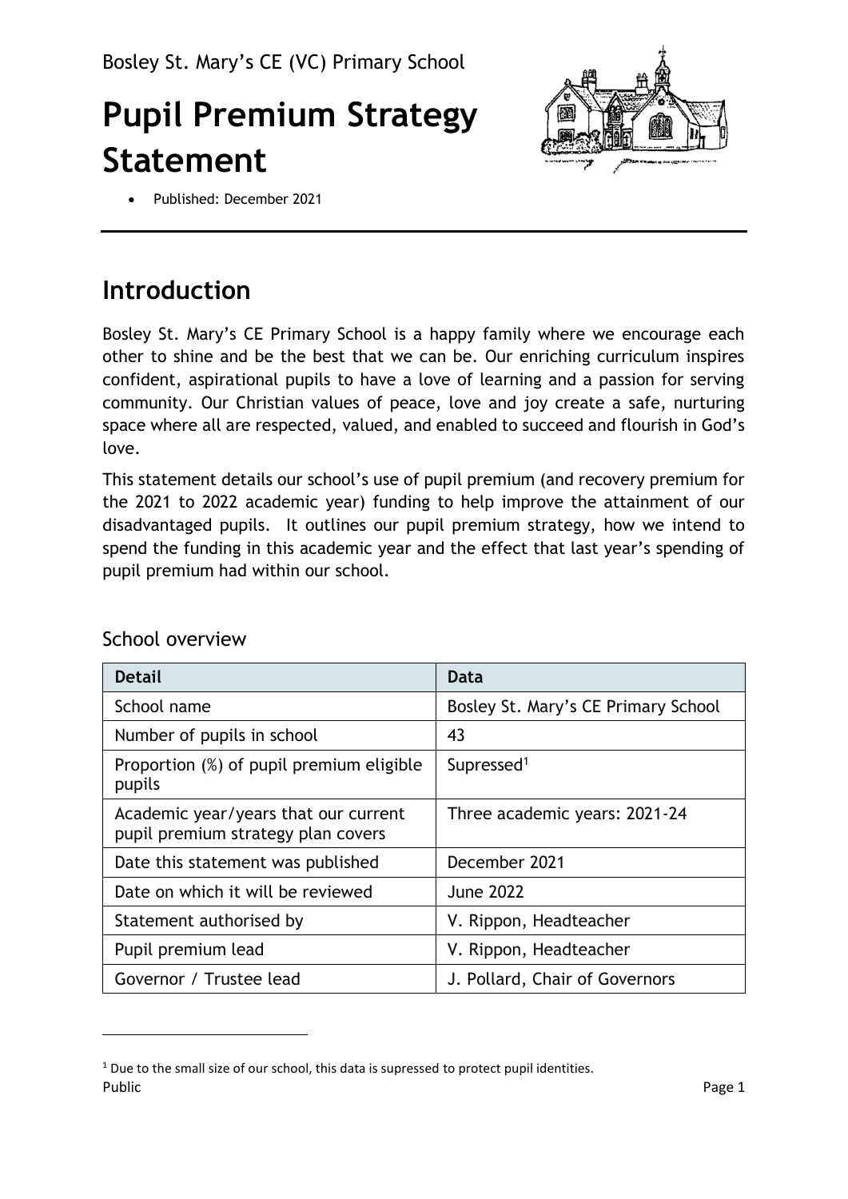Bosley St. Mary's CE (VC) Primary School

# Pupil Premium Strategy Statement

- Published: December 2021

## Introduction

Bosley St. Mary's CE Primary School is a happy family where we encourage each other to shine and be the best that we can be. Our enriching curriculum inspires confident, aspirational pupils to have a love of learning and a passion for serving community. Our Christian values of peace, love and joy create a safe, nurturing space where all are respected, valued, and enabled to succeed and flourish in God's love.

This statement details our school's use of pupil premium (and recovery premium for the 2021 to 2022 academic year) funding to help improve the attainment of our disadvantaged pupils. It outlines our pupil premium strategy, how we intend to spend the funding in this academic year and the effect that last year's spending of pupil premium had within our school.

### School overview

| Detail | Data |
|---|---|
| School name | Bosley St. Mary's CE Primary School |
| Number of pupils in school | 43 |
| Proportion (%) of pupil premium eligible pupils | Supressed[1] |
| Academic year/years that our current pupil premium strategy plan covers | Three academic years: 2021-24 |
| Date this statement was published | December 2021 |
| Date on which it will be reviewed | June 2022 |
| Statement authorised by | V. Rippon, Headteacher |
| Pupil premium lead | V. Rippon, Headteacher |
| Governor / Trustee lead | J. Pollard, Chair of Governors |

[1] Due to the small size of our school, this data is supressed to protect pupil identities.

Public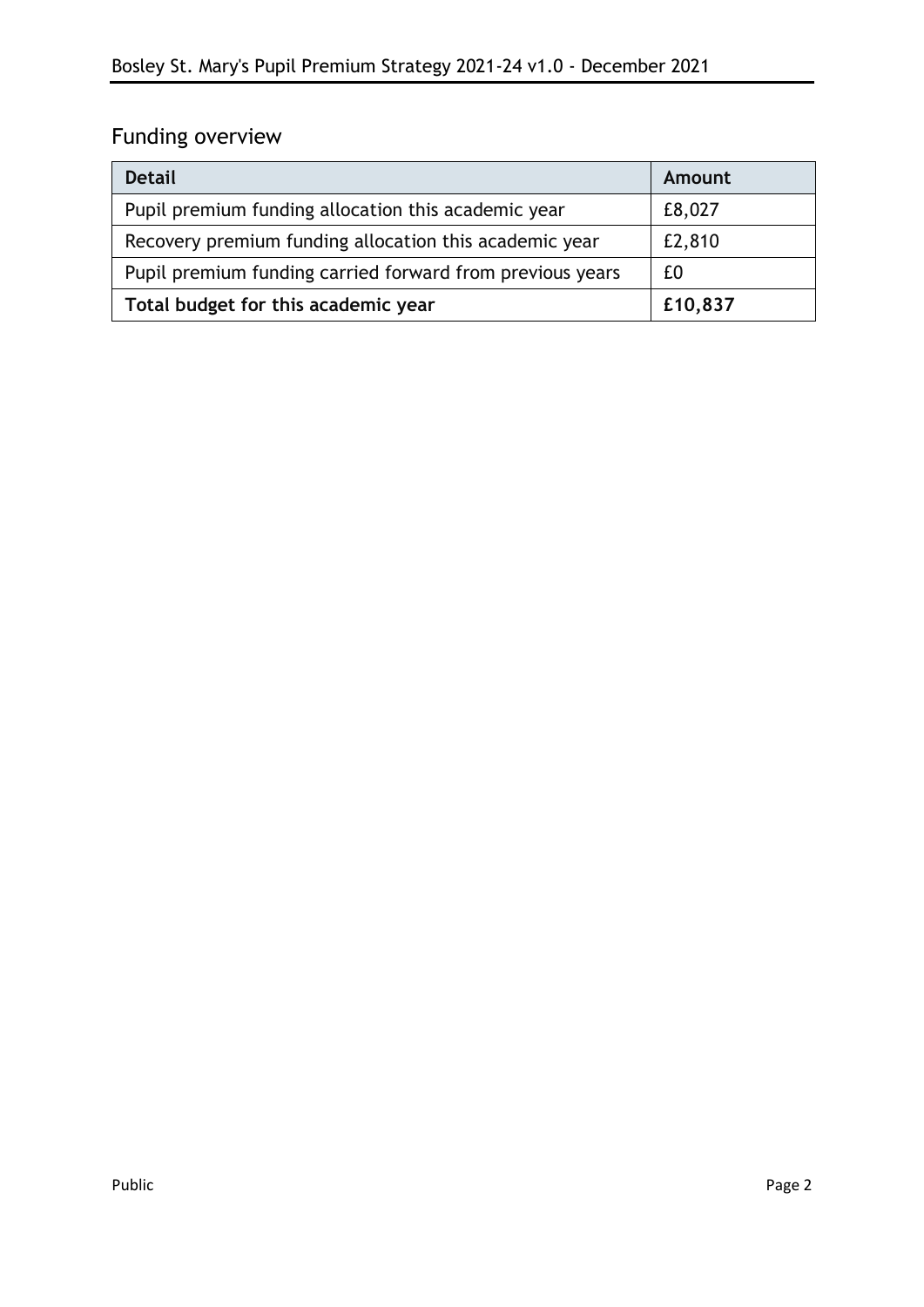## Funding overview

| Detail | Amount |
|---|---|
| Pupil premium funding allocation this academic year | £8,027 |
| Recovery premium funding allocation this academic year | £2,810 |
| Pupil premium funding carried forward from previous years | £0 |
| **Total budget for this academic year** | **£10,837** |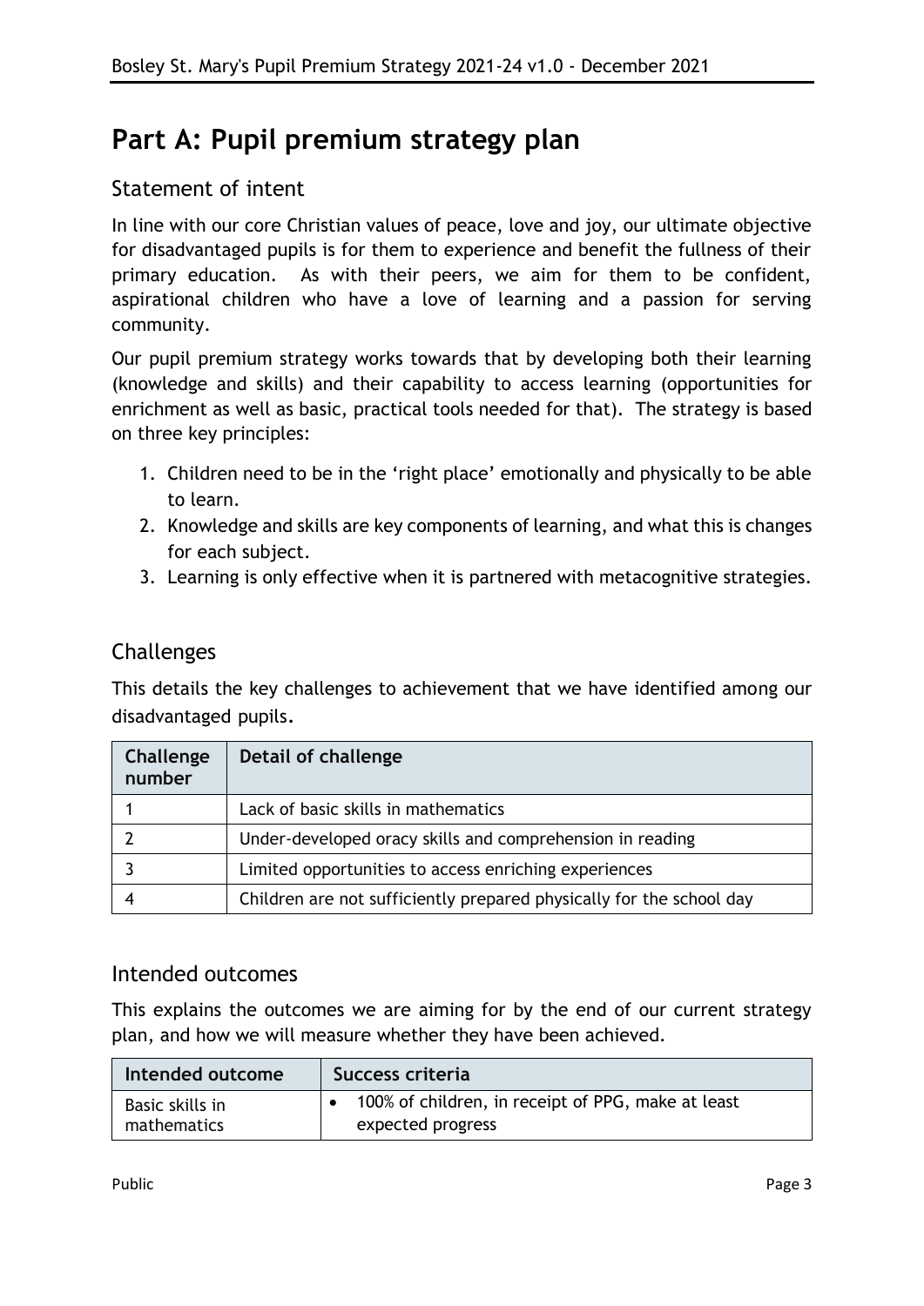# Part A: Pupil premium strategy plan

## Statement of intent

In line with our core Christian values of peace, love and joy, our ultimate objective for disadvantaged pupils is for them to experience and benefit the fullness of their primary education. As with their peers, we aim for them to be confident, aspirational children who have a love of learning and a passion for serving community.

Our pupil premium strategy works towards that by developing both their learning (knowledge and skills) and their capability to access learning (opportunities for enrichment as well as basic, practical tools needed for that). The strategy is based on three key principles:

1. Children need to be in the 'right place' emotionally and physically to be able to learn.
2. Knowledge and skills are key components of learning, and what this is changes for each subject.
3. Learning is only effective when it is partnered with metacognitive strategies.

## Challenges

This details the key challenges to achievement that we have identified among our disadvantaged pupils.

| Challenge number | Detail of challenge |
|---|---|
| 1 | Lack of basic skills in mathematics |
| 2 | Under-developed oracy skills and comprehension in reading |
| 3 | Limited opportunities to access enriching experiences |
| 4 | Children are not sufficiently prepared physically for the school day |

## Intended outcomes

This explains the outcomes we are aiming for by the end of our current strategy plan, and how we will measure whether they have been achieved.

| Intended outcome | Success criteria |
|---|---|
| Basic skills in mathematics | • 100% of children, in receipt of PPG, make at least expected progress |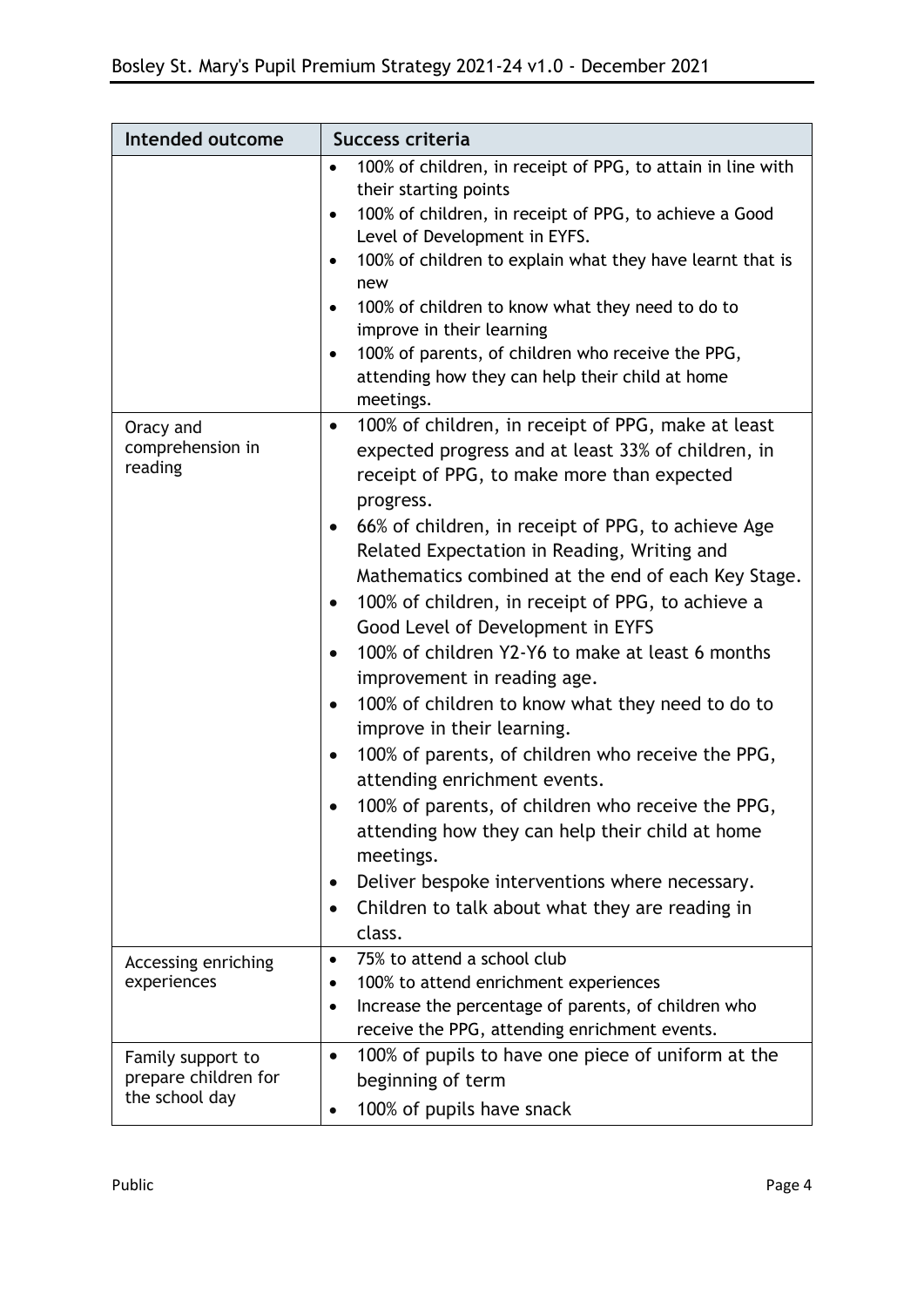| Intended outcome | Success criteria |
|---|---|
| | • 100% of children, in receipt of PPG, to attain in line with their starting points<br>• 100% of children, in receipt of PPG, to achieve a Good Level of Development in EYFS.<br>• 100% of children to explain what they have learnt that is new<br>• 100% of children to know what they need to do to improve in their learning<br>• 100% of parents, of children who receive the PPG, attending how they can help their child at home meetings. |
| Oracy and comprehension in reading | • 100% of children, in receipt of PPG, make at least expected progress and at least 33% of children, in receipt of PPG, to make more than expected progress.<br>• 66% of children, in receipt of PPG, to achieve Age Related Expectation in Reading, Writing and Mathematics combined at the end of each Key Stage.<br>• 100% of children, in receipt of PPG, to achieve a Good Level of Development in EYFS<br>• 100% of children Y2-Y6 to make at least 6 months improvement in reading age.<br>• 100% of children to know what they need to do to improve in their learning.<br>• 100% of parents, of children who receive the PPG, attending enrichment events.<br>• 100% of parents, of children who receive the PPG, attending how they can help their child at home meetings.<br>• Deliver bespoke interventions where necessary.<br>• Children to talk about what they are reading in class. |
| Accessing enriching experiences | • 75% to attend a school club<br>• 100% to attend enrichment experiences<br>• Increase the percentage of parents, of children who receive the PPG, attending enrichment events. |
| Family support to prepare children for the school day | • 100% of pupils to have one piece of uniform at the beginning of term<br>• 100% of pupils have snack |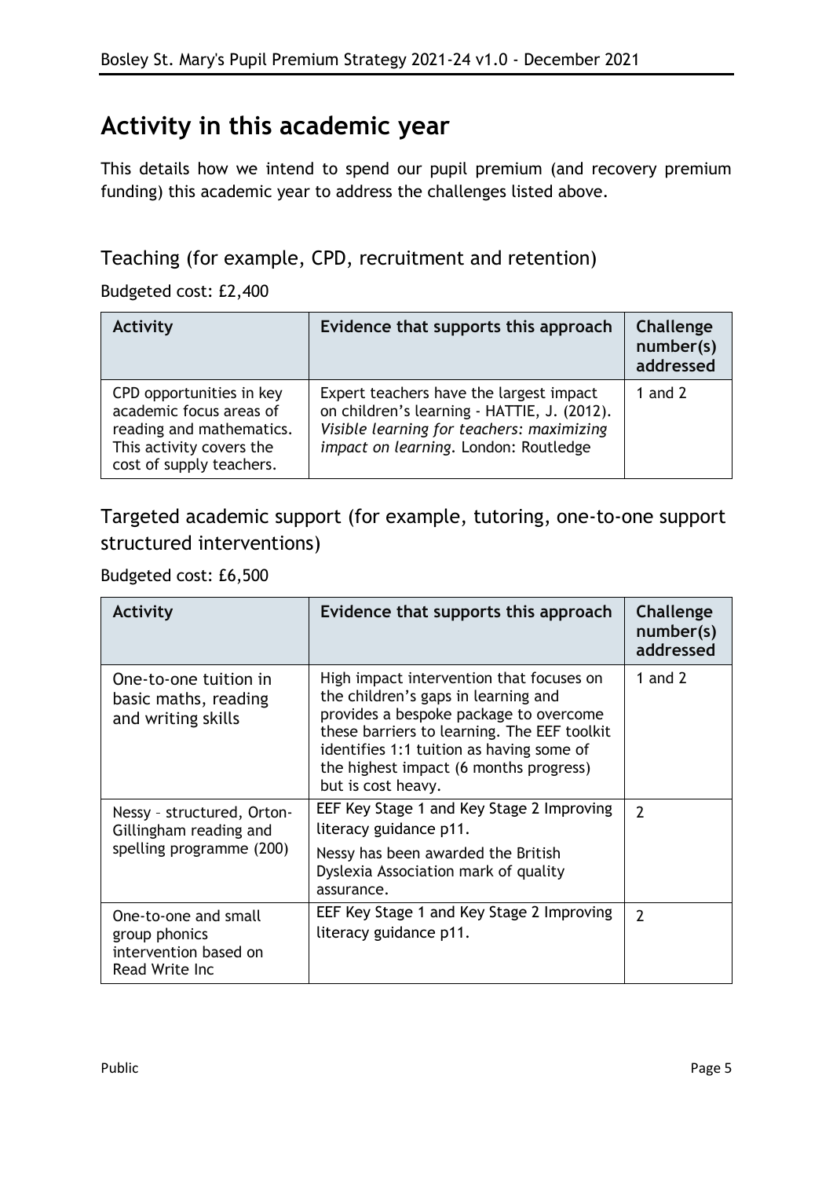# Activity in this academic year

This details how we intend to spend our pupil premium (and recovery premium funding) this academic year to address the challenges listed above.

## Teaching (for example, CPD, recruitment and retention)

Budgeted cost: £2,400

| Activity | Evidence that supports this approach | Challenge number(s) addressed |
|---|---|---|
| CPD opportunities in key academic focus areas of reading and mathematics. This activity covers the cost of supply teachers. | Expert teachers have the largest impact on children's learning - HATTIE, J. (2012). *Visible learning for teachers: maximizing impact on learning*. London: Routledge | 1 and 2 |

## Targeted academic support (for example, tutoring, one-to-one support structured interventions)

Budgeted cost: £6,500

| Activity | Evidence that supports this approach | Challenge number(s) addressed |
|---|---|---|
| One-to-one tuition in basic maths, reading and writing skills | High impact intervention that focuses on the children's gaps in learning and provides a bespoke package to overcome these barriers to learning. The EEF toolkit identifies 1:1 tuition as having some of the highest impact (6 months progress) but is cost heavy. | 1 and 2 |
| Nessy – structured, Orton-Gillingham reading and spelling programme (200) | EEF Key Stage 1 and Key Stage 2 Improving literacy guidance p11.<br>Nessy has been awarded the British Dyslexia Association mark of quality assurance. | 2 |
| One-to-one and small group phonics intervention based on Read Write Inc | EEF Key Stage 1 and Key Stage 2 Improving literacy guidance p11. | 2 |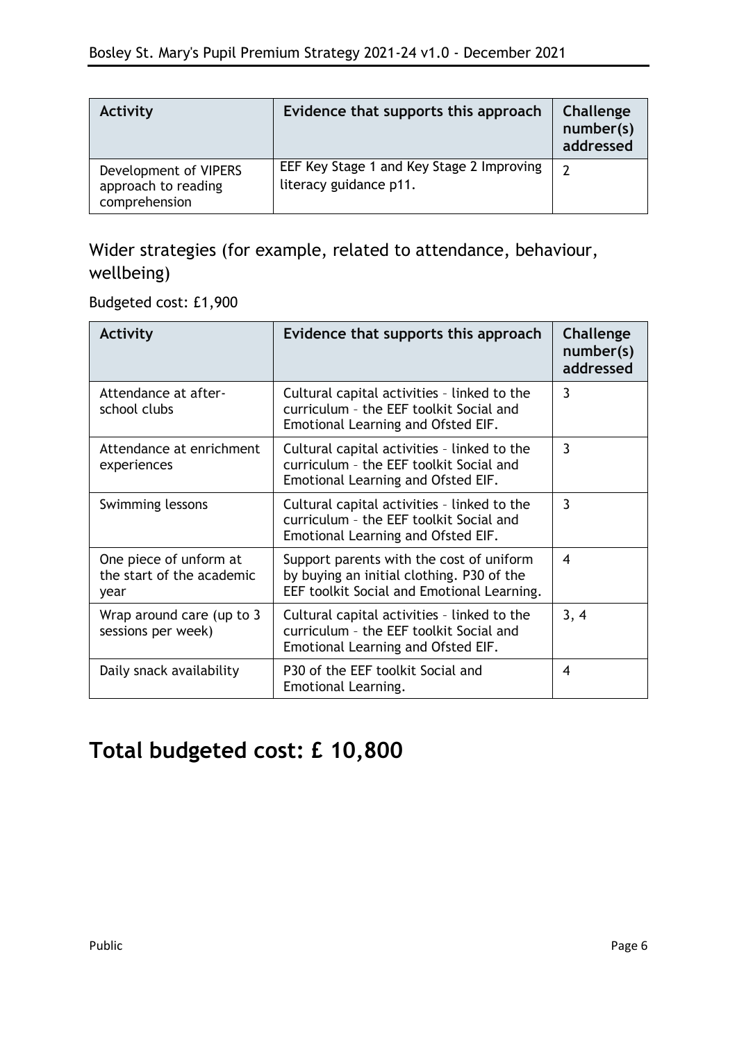| Activity | Evidence that supports this approach | Challenge number(s) addressed |
|---|---|---|
| Development of VIPERS approach to reading comprehension | EEF Key Stage 1 and Key Stage 2 Improving literacy guidance p11. | 2 |

## Wider strategies (for example, related to attendance, behaviour, wellbeing)

Budgeted cost: £1,900

| Activity | Evidence that supports this approach | Challenge number(s) addressed |
|---|---|---|
| Attendance at after-school clubs | Cultural capital activities – linked to the curriculum – the EEF toolkit Social and Emotional Learning and Ofsted EIF. | 3 |
| Attendance at enrichment experiences | Cultural capital activities – linked to the curriculum – the EEF toolkit Social and Emotional Learning and Ofsted EIF. | 3 |
| Swimming lessons | Cultural capital activities – linked to the curriculum – the EEF toolkit Social and Emotional Learning and Ofsted EIF. | 3 |
| One piece of unform at the start of the academic year | Support parents with the cost of uniform by buying an initial clothing. P30 of the EEF toolkit Social and Emotional Learning. | 4 |
| Wrap around care (up to 3 sessions per week) | Cultural capital activities – linked to the curriculum – the EEF toolkit Social and Emotional Learning and Ofsted EIF. | 3, 4 |
| Daily snack availability | P30 of the EEF toolkit Social and Emotional Learning. | 4 |

# Total budgeted cost: £ 10,800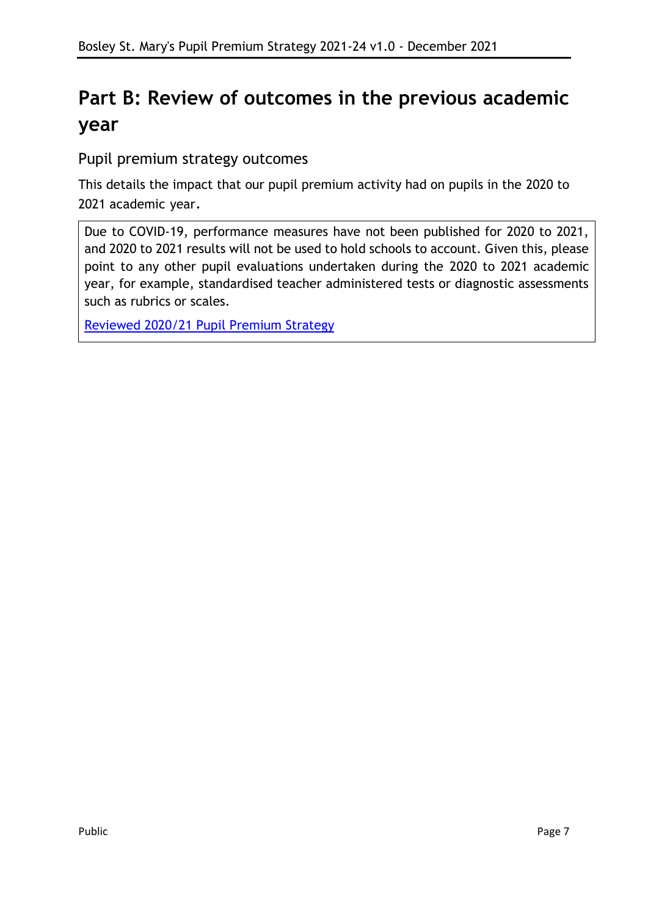# Part B: Review of outcomes in the previous academic year

## Pupil premium strategy outcomes

This details the impact that our pupil premium activity had on pupils in the 2020 to 2021 academic year.

| |
|---|
| Due to COVID-19, performance measures have not been published for 2020 to 2021, and 2020 to 2021 results will not be used to hold schools to account. Given this, please point to any other pupil evaluations undertaken during the 2020 to 2021 academic year, for example, standardised teacher administered tests or diagnostic assessments such as rubrics or scales.<br><br>Reviewed 2020/21 Pupil Premium Strategy |